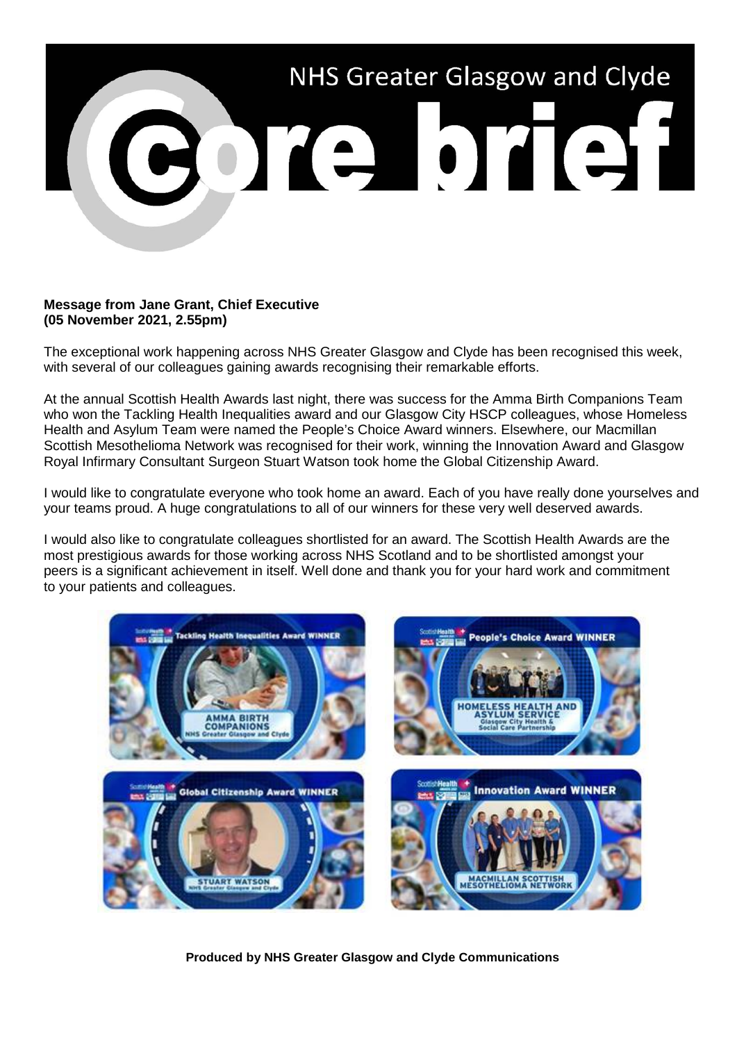# NHS Greater Glasgow and Clyde Core brief

**Message from Jane Grant, Chief Executive**
**(05 November 2021, 2.55pm)**

The exceptional work happening across NHS Greater Glasgow and Clyde has been recognised this week, with several of our colleagues gaining awards recognising their remarkable efforts.

At the annual Scottish Health Awards last night, there was success for the Amma Birth Companions Team who won the Tackling Health Inequalities award and our Glasgow City HSCP colleagues, whose Homeless Health and Asylum Team were named the People's Choice Award winners. Elsewhere, our Macmillan Scottish Mesothelioma Network was recognised for their work, winning the Innovation Award and Glasgow Royal Infirmary Consultant Surgeon Stuart Watson took home the Global Citizenship Award.

I would like to congratulate everyone who took home an award. Each of you have really done yourselves and your teams proud. A huge congratulations to all of our winners for these very well deserved awards.

I would also like to congratulate colleagues shortlisted for an award. The Scottish Health Awards are the most prestigious awards for those working across NHS Scotland and to be shortlisted amongst your peers is a significant achievement in itself. Well done and thank you for your hard work and commitment to your patients and colleagues.

**Produced by NHS Greater Glasgow and Clyde Communications**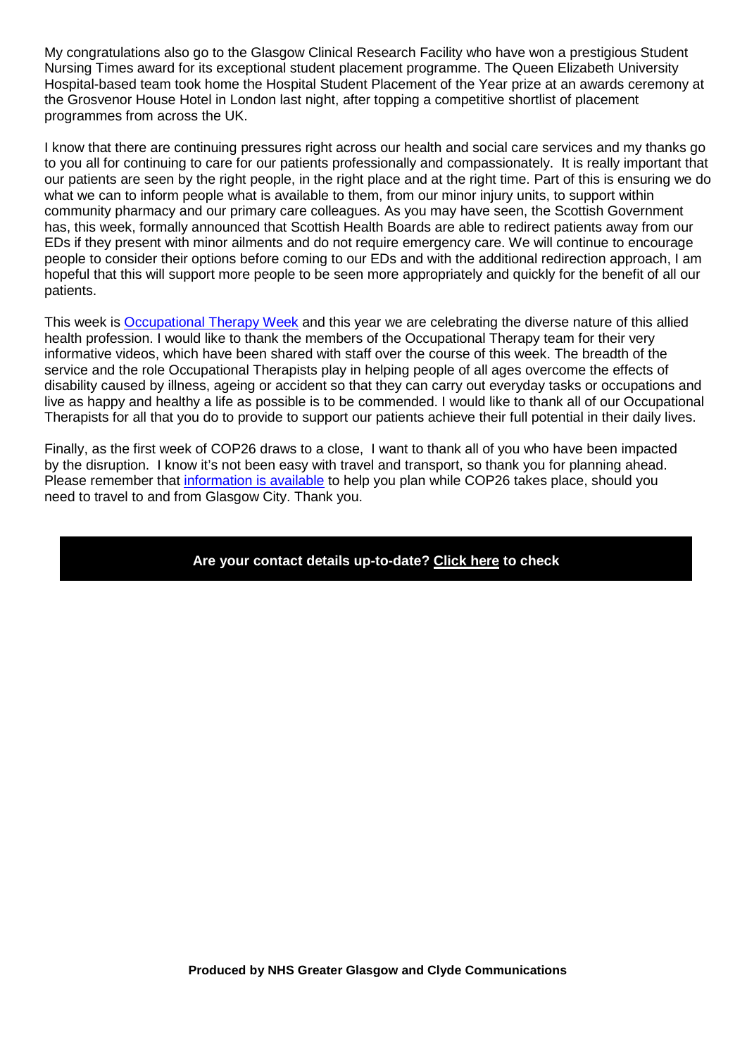My congratulations also go to the Glasgow Clinical Research Facility who have won a prestigious Student Nursing Times award for its exceptional student placement programme. The Queen Elizabeth University Hospital-based team took home the Hospital Student Placement of the Year prize at an awards ceremony at the Grosvenor House Hotel in London last night, after topping a competitive shortlist of placement programmes from across the UK.

I know that there are continuing pressures right across our health and social care services and my thanks go to you all for continuing to care for our patients professionally and compassionately. It is really important that our patients are seen by the right people, in the right place and at the right time. Part of this is ensuring we do what we can to inform people what is available to them, from our minor injury units, to support within community pharmacy and our primary care colleagues. As you may have seen, the Scottish Government has, this week, formally announced that Scottish Health Boards are able to redirect patients away from our EDs if they present with minor ailments and do not require emergency care. We will continue to encourage people to consider their options before coming to our EDs and with the additional redirection approach, I am hopeful that this will support more people to be seen more appropriately and quickly for the benefit of all our patients.

This week is Occupational Therapy Week and this year we are celebrating the diverse nature of this allied health profession. I would like to thank the members of the Occupational Therapy team for their very informative videos, which have been shared with staff over the course of this week. The breadth of the service and the role Occupational Therapists play in helping people of all ages overcome the effects of disability caused by illness, ageing or accident so that they can carry out everyday tasks or occupations and live as happy and healthy a life as possible is to be commended. I would like to thank all of our Occupational Therapists for all that you do to provide to support our patients achieve their full potential in their daily lives.

Finally, as the first week of COP26 draws to a close, I want to thank all of you who have been impacted by the disruption. I know it's not been easy with travel and transport, so thank you for planning ahead. Please remember that information is available to help you plan while COP26 takes place, should you need to travel to and from Glasgow City. Thank you.

**Are your contact details up-to-date? Click here to check**

**Produced by NHS Greater Glasgow and Clyde Communications**